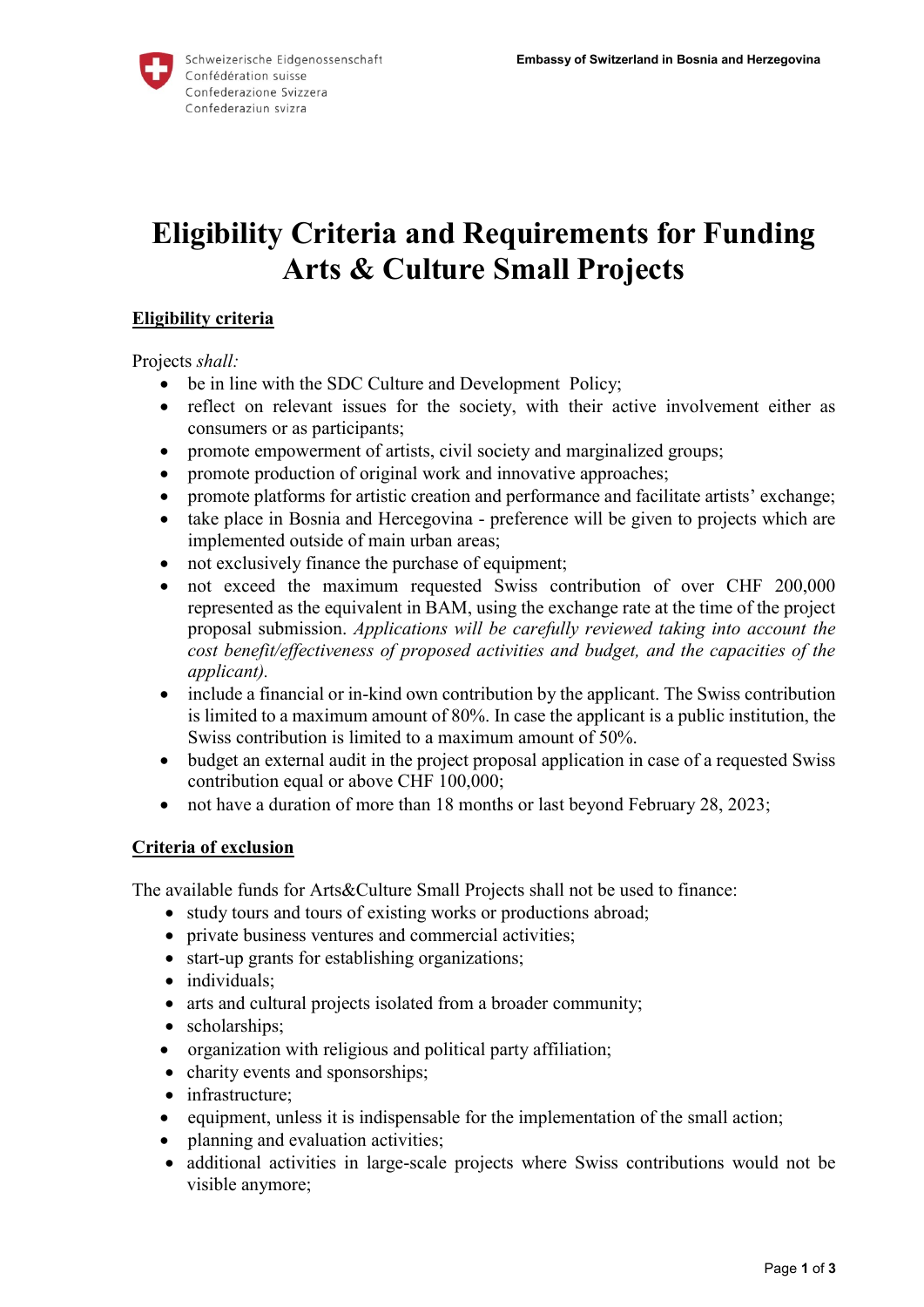Schweizerische Eidgenossenschaft
Confédération suisse
Confederazione Svizzera
Confederaziun svizra

**Embassy of Switzerland in Bosnia and Herzegovina**

# Eligibility Criteria and Requirements for Funding Arts & Culture Small Projects

## Eligibility criteria

Projects *shall:*

- be in line with the SDC Culture and Development Policy;
- reflect on relevant issues for the society, with their active involvement either as consumers or as participants;
- promote empowerment of artists, civil society and marginalized groups;
- promote production of original work and innovative approaches;
- promote platforms for artistic creation and performance and facilitate artists' exchange;
- take place in Bosnia and Hercegovina - preference will be given to projects which are implemented outside of main urban areas;
- not exclusively finance the purchase of equipment;
- not exceed the maximum requested Swiss contribution of over CHF 200,000 represented as the equivalent in BAM, using the exchange rate at the time of the project proposal submission. *Applications will be carefully reviewed taking into account the cost benefit/effectiveness of proposed activities and budget, and the capacities of the applicant).*
- include a financial or in-kind own contribution by the applicant. The Swiss contribution is limited to a maximum amount of 80%. In case the applicant is a public institution, the Swiss contribution is limited to a maximum amount of 50%.
- budget an external audit in the project proposal application in case of a requested Swiss contribution equal or above CHF 100,000;
- not have a duration of more than 18 months or last beyond February 28, 2023;

## Criteria of exclusion

The available funds for Arts&Culture Small Projects shall not be used to finance:

- study tours and tours of existing works or productions abroad;
- private business ventures and commercial activities;
- start-up grants for establishing organizations;
- individuals;
- arts and cultural projects isolated from a broader community;
- scholarships;
- organization with religious and political party affiliation;
- charity events and sponsorships;
- infrastructure;
- equipment, unless it is indispensable for the implementation of the small action;
- planning and evaluation activities;
- additional activities in large-scale projects where Swiss contributions would not be visible anymore;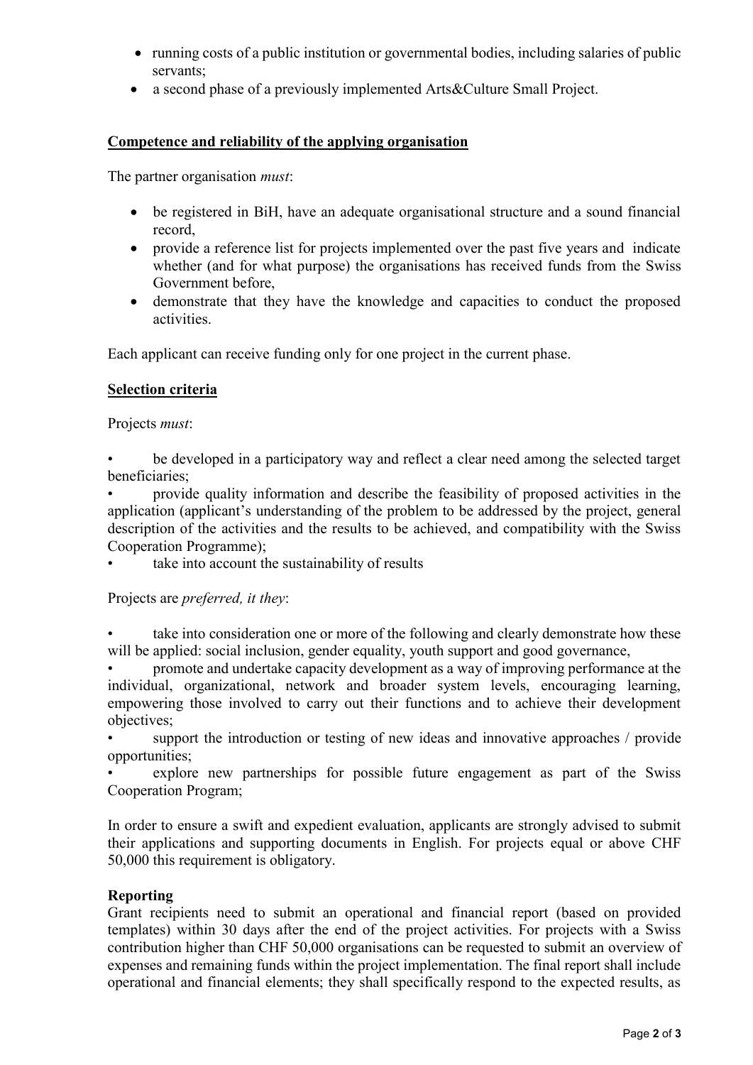- running costs of a public institution or governmental bodies, including salaries of public servants;
- a second phase of a previously implemented Arts&Culture Small Project.

**Competence and reliability of the applying organisation**

The partner organisation *must*:

- be registered in BiH, have an adequate organisational structure and a sound financial record,
- provide a reference list for projects implemented over the past five years and indicate whether (and for what purpose) the organisations has received funds from the Swiss Government before,
- demonstrate that they have the knowledge and capacities to conduct the proposed activities.

Each applicant can receive funding only for one project in the current phase.

**Selection criteria**

Projects *must*:

- be developed in a participatory way and reflect a clear need among the selected target beneficiaries;
- provide quality information and describe the feasibility of proposed activities in the application (applicant's understanding of the problem to be addressed by the project, general description of the activities and the results to be achieved, and compatibility with the Swiss Cooperation Programme);
- take into account the sustainability of results

Projects are *preferred, it they*:

- take into consideration one or more of the following and clearly demonstrate how these will be applied: social inclusion, gender equality, youth support and good governance,
- promote and undertake capacity development as a way of improving performance at the individual, organizational, network and broader system levels, encouraging learning, empowering those involved to carry out their functions and to achieve their development objectives;
- support the introduction or testing of new ideas and innovative approaches / provide opportunities;
- explore new partnerships for possible future engagement as part of the Swiss Cooperation Program;

In order to ensure a swift and expedient evaluation, applicants are strongly advised to submit their applications and supporting documents in English. For projects equal or above CHF 50,000 this requirement is obligatory.

**Reporting**

Grant recipients need to submit an operational and financial report (based on provided templates) within 30 days after the end of the project activities. For projects with a Swiss contribution higher than CHF 50,000 organisations can be requested to submit an overview of expenses and remaining funds within the project implementation. The final report shall include operational and financial elements; they shall specifically respond to the expected results, as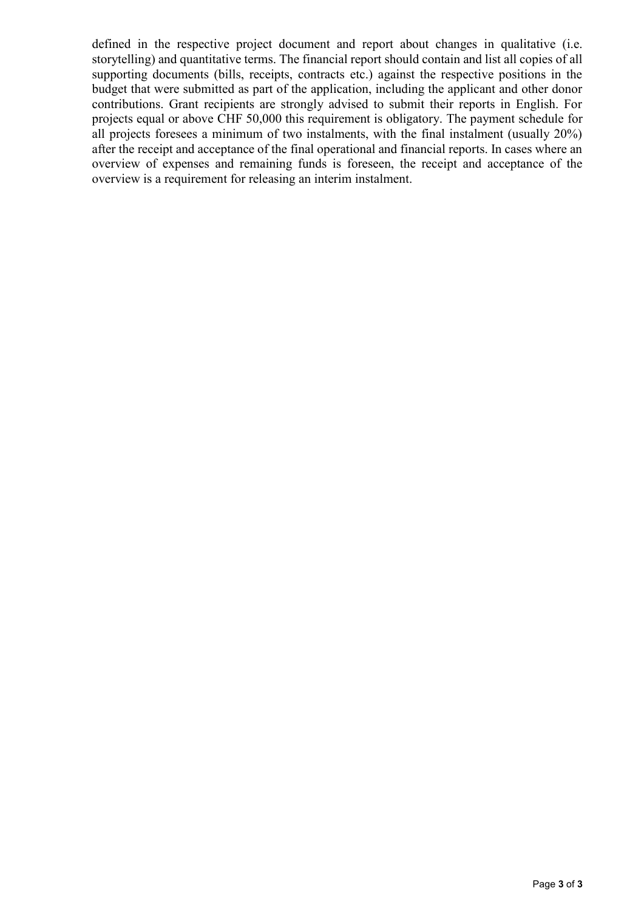defined in the respective project document and report about changes in qualitative (i.e. storytelling) and quantitative terms. The financial report should contain and list all copies of all supporting documents (bills, receipts, contracts etc.) against the respective positions in the budget that were submitted as part of the application, including the applicant and other donor contributions. Grant recipients are strongly advised to submit their reports in English. For projects equal or above CHF 50,000 this requirement is obligatory. The payment schedule for all projects foresees a minimum of two instalments, with the final instalment (usually 20%) after the receipt and acceptance of the final operational and financial reports. In cases where an overview of expenses and remaining funds is foreseen, the receipt and acceptance of the overview is a requirement for releasing an interim instalment.